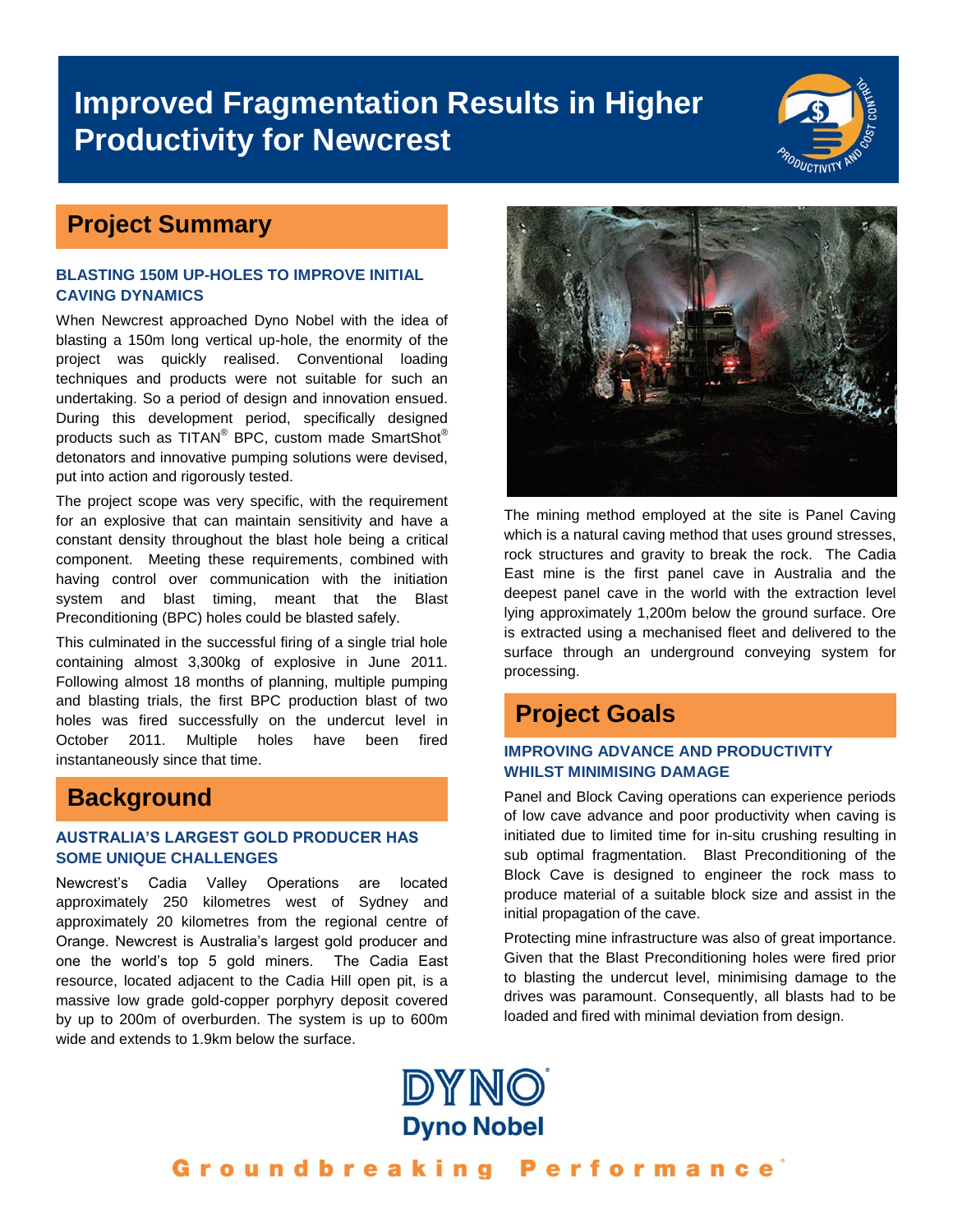# Improved Fragmentation Results in Higher Productivity for Newcrest

## Project Summary

### BLASTING 150M UP-HOLES TO IMPROVE INITIAL CAVING DYNAMICS

When Newcrest approached Dyno Nobel with the idea of blasting a 150m long vertical up-hole, the enormity of the project was quickly realised. Conventional loading techniques and products were not suitable for such an undertaking. So a period of design and innovation ensued. During this development period, specifically designed products such as TITAN® BPC, custom made SmartShot® detonators and innovative pumping solutions were devised, put into action and rigorously tested.

The project scope was very specific, with the requirement for an explosive that can maintain sensitivity and have a constant density throughout the blast hole being a critical component. Meeting these requirements, combined with having control over communication with the initiation system and blast timing, meant that the Blast Preconditioning (BPC) holes could be blasted safely.

This culminated in the successful firing of a single trial hole containing almost 3,300kg of explosive in June 2011. Following almost 18 months of planning, multiple pumping and blasting trials, the first BPC production blast of two holes was fired successfully on the undercut level in October 2011. Multiple holes have been fired instantaneously since that time.

## Background

### AUSTRALIA'S LARGEST GOLD PRODUCER HAS SOME UNIQUE CHALLENGES

Newcrest's Cadia Valley Operations are located approximately 250 kilometres west of Sydney and approximately 20 kilometres from the regional centre of Orange. Newcrest is Australia's largest gold producer and one the world's top 5 gold miners. The Cadia East resource, located adjacent to the Cadia Hill open pit, is a massive low grade gold-copper porphyry deposit covered by up to 200m of overburden. The system is up to 600m wide and extends to 1.9km below the surface.

The mining method employed at the site is Panel Caving which is a natural caving method that uses ground stresses, rock structures and gravity to break the rock. The Cadia East mine is the first panel cave in Australia and the deepest panel cave in the world with the extraction level lying approximately 1,200m below the ground surface. Ore is extracted using a mechanised fleet and delivered to the surface through an underground conveying system for processing.

## Project Goals

### IMPROVING ADVANCE AND PRODUCTIVITY WHILST MINIMISING DAMAGE

Panel and Block Caving operations can experience periods of low cave advance and poor productivity when caving is initiated due to limited time for in-situ crushing resulting in sub optimal fragmentation. Blast Preconditioning of the Block Cave is designed to engineer the rock mass to produce material of a suitable block size and assist in the initial propagation of the cave.

Protecting mine infrastructure was also of great importance. Given that the Blast Preconditioning holes were fired prior to blasting the undercut level, minimising damage to the drives was paramount. Consequently, all blasts had to be loaded and fired with minimal deviation from design.

DYNO
Dyno Nobel

Groundbreaking Performance®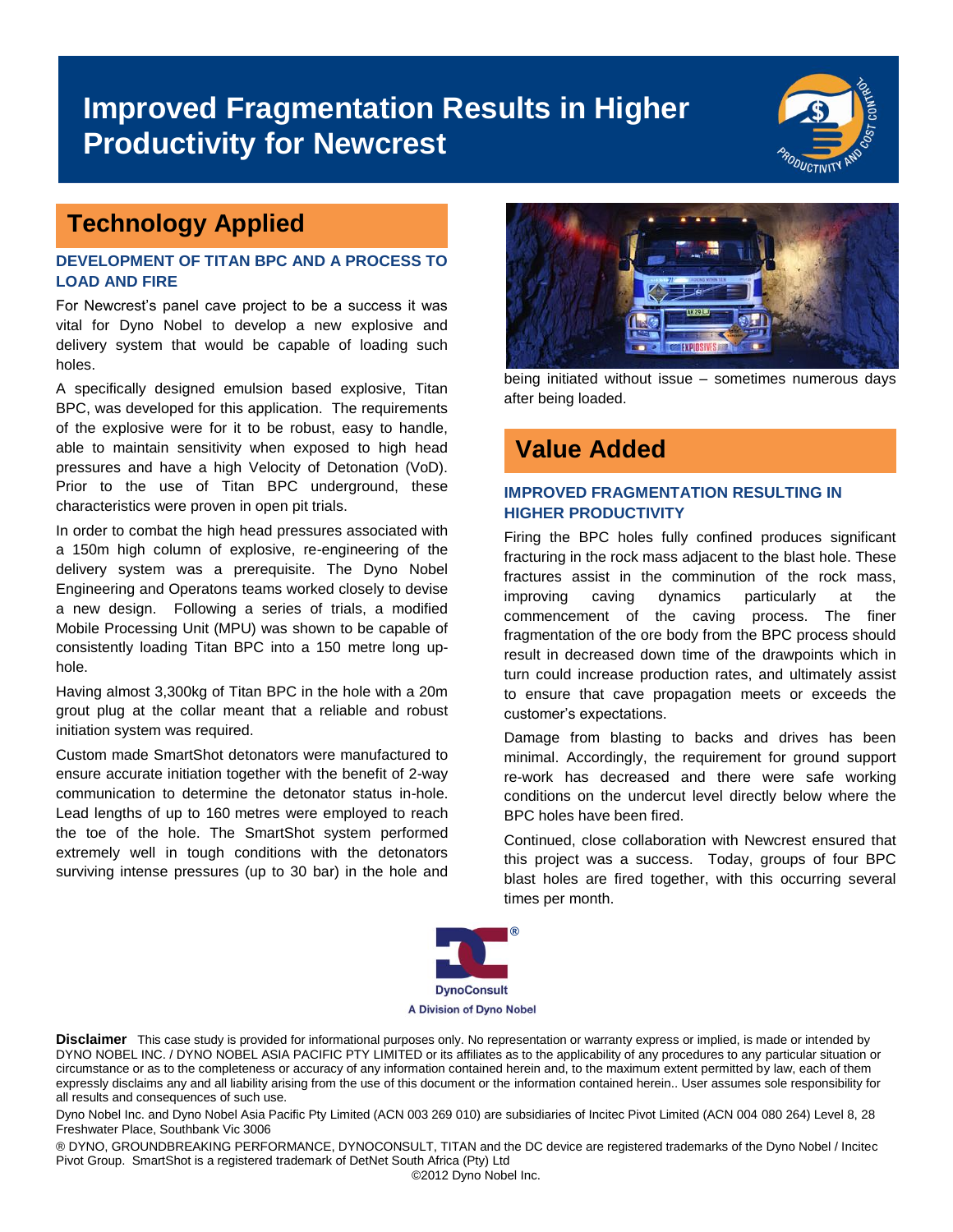# Improved Fragmentation Results in Higher Productivity for Newcrest

## Technology Applied

### DEVELOPMENT OF TITAN BPC AND A PROCESS TO LOAD AND FIRE

For Newcrest's panel cave project to be a success it was vital for Dyno Nobel to develop a new explosive and delivery system that would be capable of loading such holes.

A specifically designed emulsion based explosive, Titan BPC, was developed for this application. The requirements of the explosive were for it to be robust, easy to handle, able to maintain sensitivity when exposed to high head pressures and have a high Velocity of Detonation (VoD). Prior to the use of Titan BPC underground, these characteristics were proven in open pit trials.

In order to combat the high head pressures associated with a 150m high column of explosive, re-engineering of the delivery system was a prerequisite. The Dyno Nobel Engineering and Operatons teams worked closely to devise a new design. Following a series of trials, a modified Mobile Processing Unit (MPU) was shown to be capable of consistently loading Titan BPC into a 150 metre long up-hole.

Having almost 3,300kg of Titan BPC in the hole with a 20m grout plug at the collar meant that a reliable and robust initiation system was required.

Custom made SmartShot detonators were manufactured to ensure accurate initiation together with the benefit of 2-way communication to determine the detonator status in-hole. Lead lengths of up to 160 metres were employed to reach the toe of the hole. The SmartShot system performed extremely well in tough conditions with the detonators surviving intense pressures (up to 30 bar) in the hole and being initiated without issue – sometimes numerous days after being loaded.

## Value Added

### IMPROVED FRAGMENTATION RESULTING IN HIGHER PRODUCTIVITY

Firing the BPC holes fully confined produces significant fracturing in the rock mass adjacent to the blast hole. These fractures assist in the comminution of the rock mass, improving caving dynamics particularly at the commencement of the caving process. The finer fragmentation of the ore body from the BPC process should result in decreased down time of the drawpoints which in turn could increase production rates, and ultimately assist to ensure that cave propagation meets or exceeds the customer's expectations.

Damage from blasting to backs and drives has been minimal. Accordingly, the requirement for ground support re-work has decreased and there were safe working conditions on the undercut level directly below where the BPC holes have been fired.

Continued, close collaboration with Newcrest ensured that this project was a success. Today, groups of four BPC blast holes are fired together, with this occurring several times per month.

DynoConsult
A Division of Dyno Nobel

**Disclaimer** This case study is provided for informational purposes only. No representation or warranty express or implied, is made or intended by DYNO NOBEL INC. / DYNO NOBEL ASIA PACIFIC PTY LIMITED or its affiliates as to the applicability of any procedures to any particular situation or circumstance or as to the completeness or accuracy of any information contained herein and, to the maximum extent permitted by law, each of them expressly disclaims any and all liability arising from the use of this document or the information contained herein.. User assumes sole responsibility for all results and consequences of such use.

Dyno Nobel Inc. and Dyno Nobel Asia Pacific Pty Limited (ACN 003 269 010) are subsidiaries of Incitec Pivot Limited (ACN 004 080 264) Level 8, 28 Freshwater Place, Southbank Vic 3006

® DYNO, GROUNDBREAKING PERFORMANCE, DYNOCONSULT, TITAN and the DC device are registered trademarks of the Dyno Nobel / Incitec Pivot Group. SmartShot is a registered trademark of DetNet South Africa (Pty) Ltd

©2012 Dyno Nobel Inc.